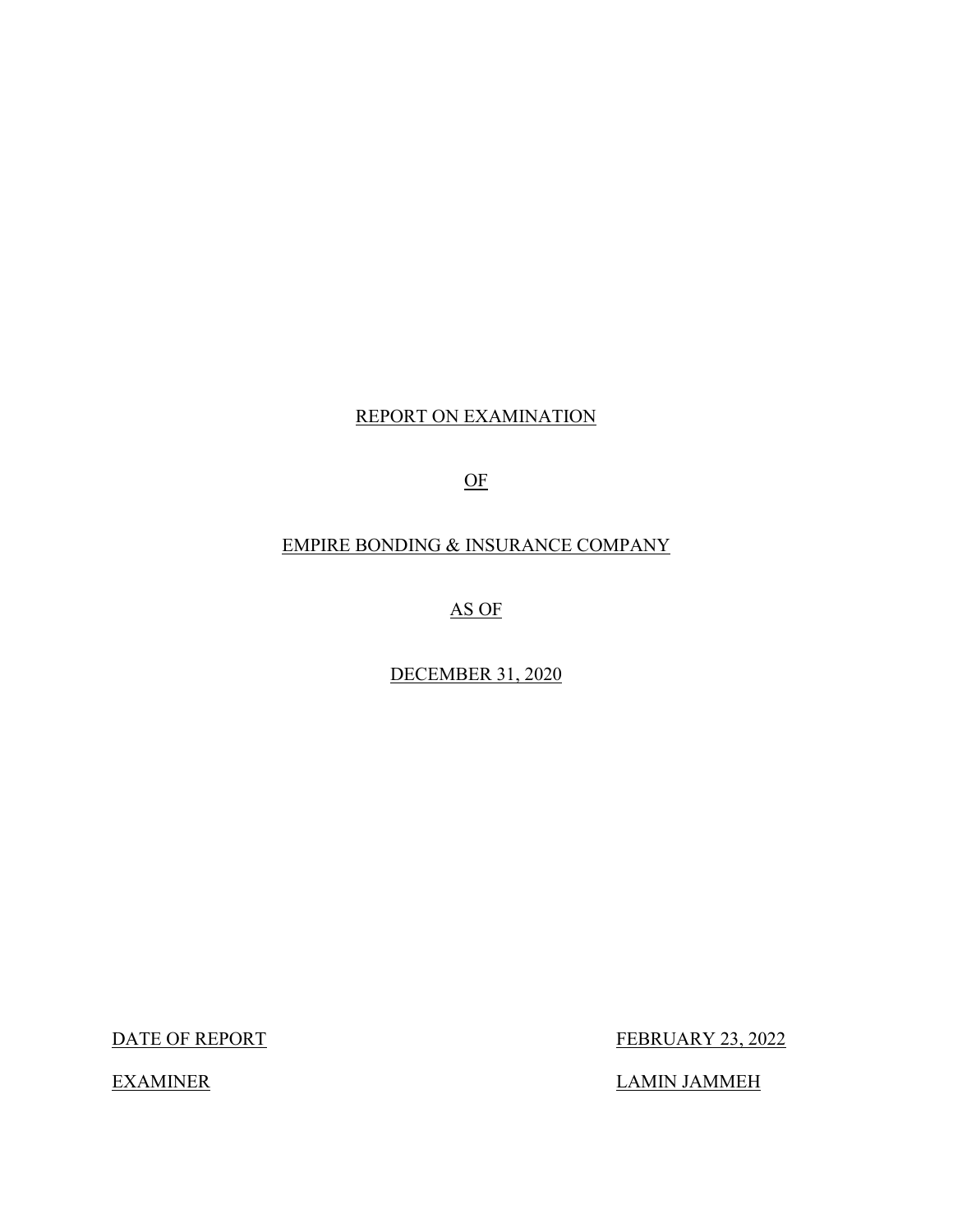# REPORT ON EXAMINATION

# OF

# EMPIRE BONDING & INSURANCE COMPANY

# AS OF

# DECEMBER 31, 2020

| | |
|---|---|
| DATE OF REPORT | FEBRUARY 23, 2022 |
| EXAMINER | LAMIN JAMMEH |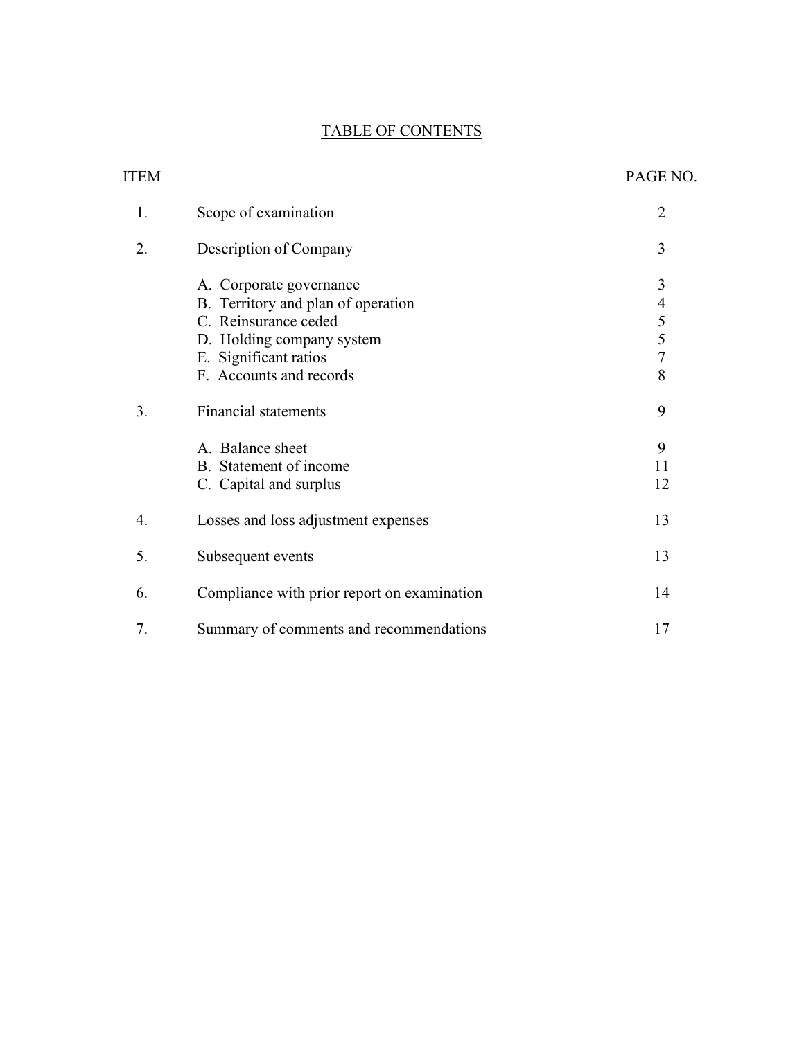# TABLE OF CONTENTS

| ITEM | | PAGE NO. |
|---|---|---|
| 1. | Scope of examination | 2 |
| 2. | Description of Company | 3 |
| | A. Corporate governance | 3 |
| | B. Territory and plan of operation | 4 |
| | C. Reinsurance ceded | 5 |
| | D. Holding company system | 5 |
| | E. Significant ratios | 7 |
| | F. Accounts and records | 8 |
| 3. | Financial statements | 9 |
| | A. Balance sheet | 9 |
| | B. Statement of income | 11 |
| | C. Capital and surplus | 12 |
| 4. | Losses and loss adjustment expenses | 13 |
| 5. | Subsequent events | 13 |
| 6. | Compliance with prior report on examination | 14 |
| 7. | Summary of comments and recommendations | 17 |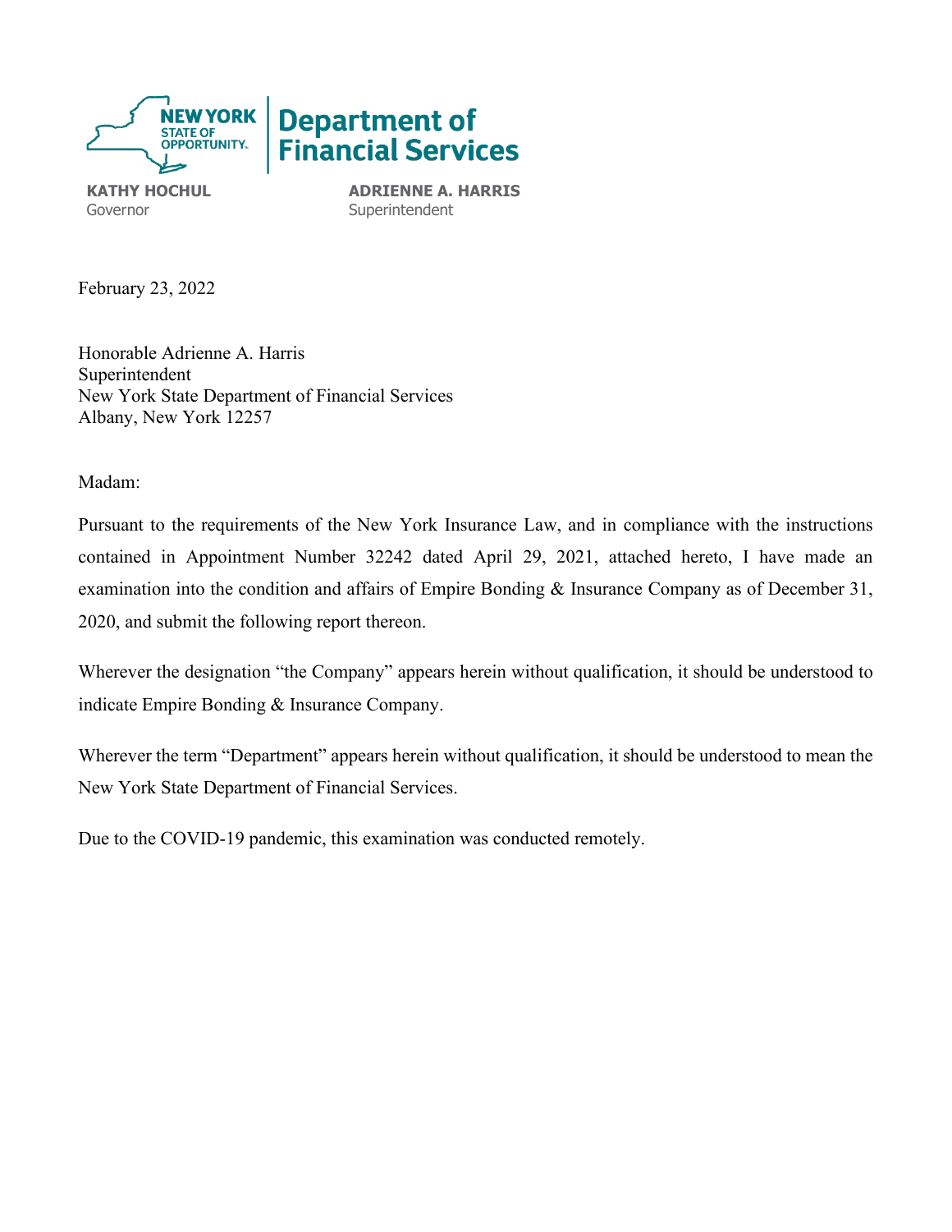**NEW YORK STATE OF OPPORTUNITY.** | **Department of Financial Services**

**KATHY HOCHUL**
Governor

**ADRIENNE A. HARRIS**
Superintendent

February 23, 2022

Honorable Adrienne A. Harris
Superintendent
New York State Department of Financial Services
Albany, New York 12257

Madam:

Pursuant to the requirements of the New York Insurance Law, and in compliance with the instructions contained in Appointment Number 32242 dated April 29, 2021, attached hereto, I have made an examination into the condition and affairs of Empire Bonding & Insurance Company as of December 31, 2020, and submit the following report thereon.

Wherever the designation "the Company" appears herein without qualification, it should be understood to indicate Empire Bonding & Insurance Company.

Wherever the term "Department" appears herein without qualification, it should be understood to mean the New York State Department of Financial Services.

Due to the COVID-19 pandemic, this examination was conducted remotely.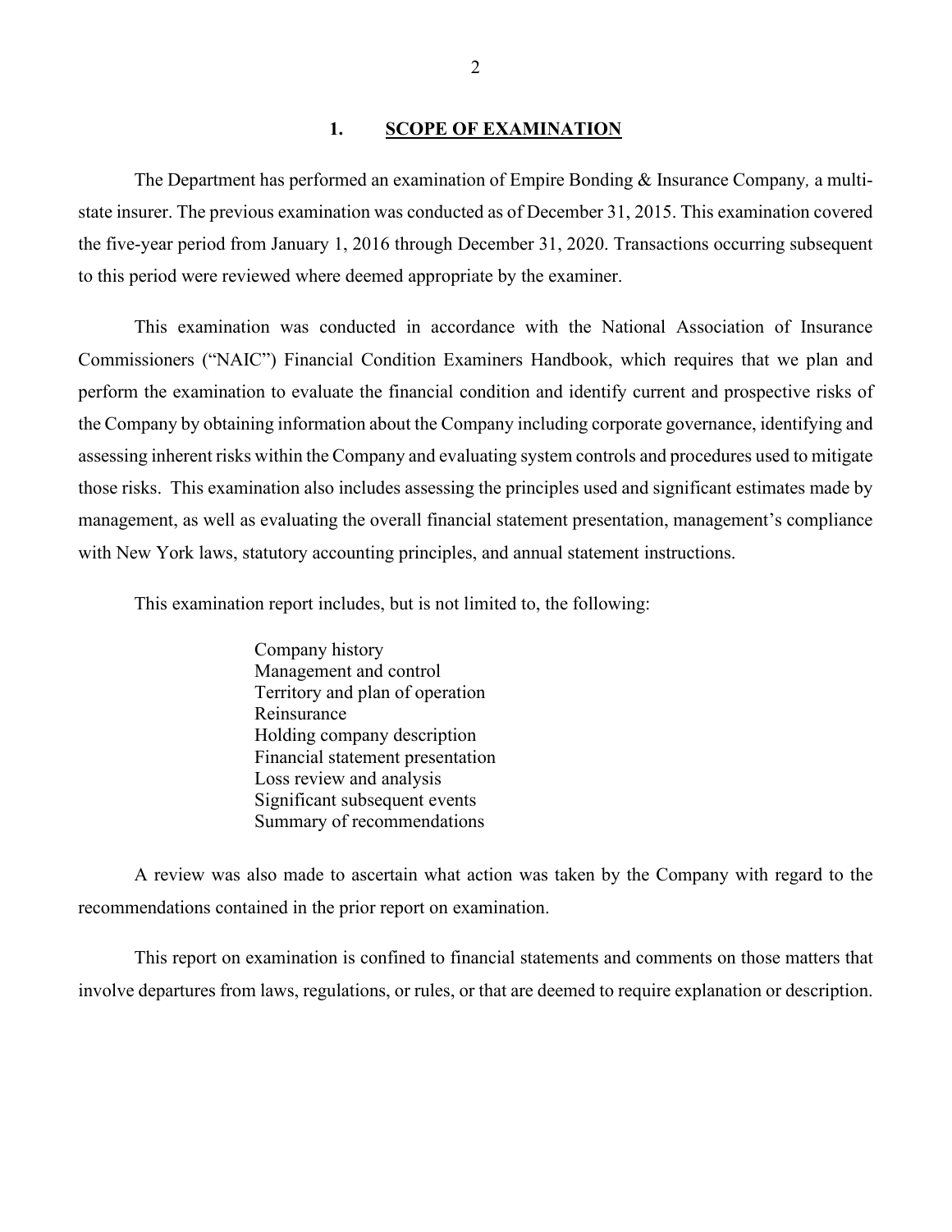## 1. SCOPE OF EXAMINATION

The Department has performed an examination of Empire Bonding & Insurance Company*,* a multi-state insurer. The previous examination was conducted as of December 31, 2015. This examination covered the five-year period from January 1, 2016 through December 31, 2020. Transactions occurring subsequent to this period were reviewed where deemed appropriate by the examiner.

This examination was conducted in accordance with the National Association of Insurance Commissioners ("NAIC") Financial Condition Examiners Handbook, which requires that we plan and perform the examination to evaluate the financial condition and identify current and prospective risks of the Company by obtaining information about the Company including corporate governance, identifying and assessing inherent risks within the Company and evaluating system controls and procedures used to mitigate those risks. This examination also includes assessing the principles used and significant estimates made by management, as well as evaluating the overall financial statement presentation, management's compliance with New York laws, statutory accounting principles, and annual statement instructions.

This examination report includes, but is not limited to, the following:

Company history
Management and control
Territory and plan of operation
Reinsurance
Holding company description
Financial statement presentation
Loss review and analysis
Significant subsequent events
Summary of recommendations

A review was also made to ascertain what action was taken by the Company with regard to the recommendations contained in the prior report on examination.

This report on examination is confined to financial statements and comments on those matters that involve departures from laws, regulations, or rules, or that are deemed to require explanation or description.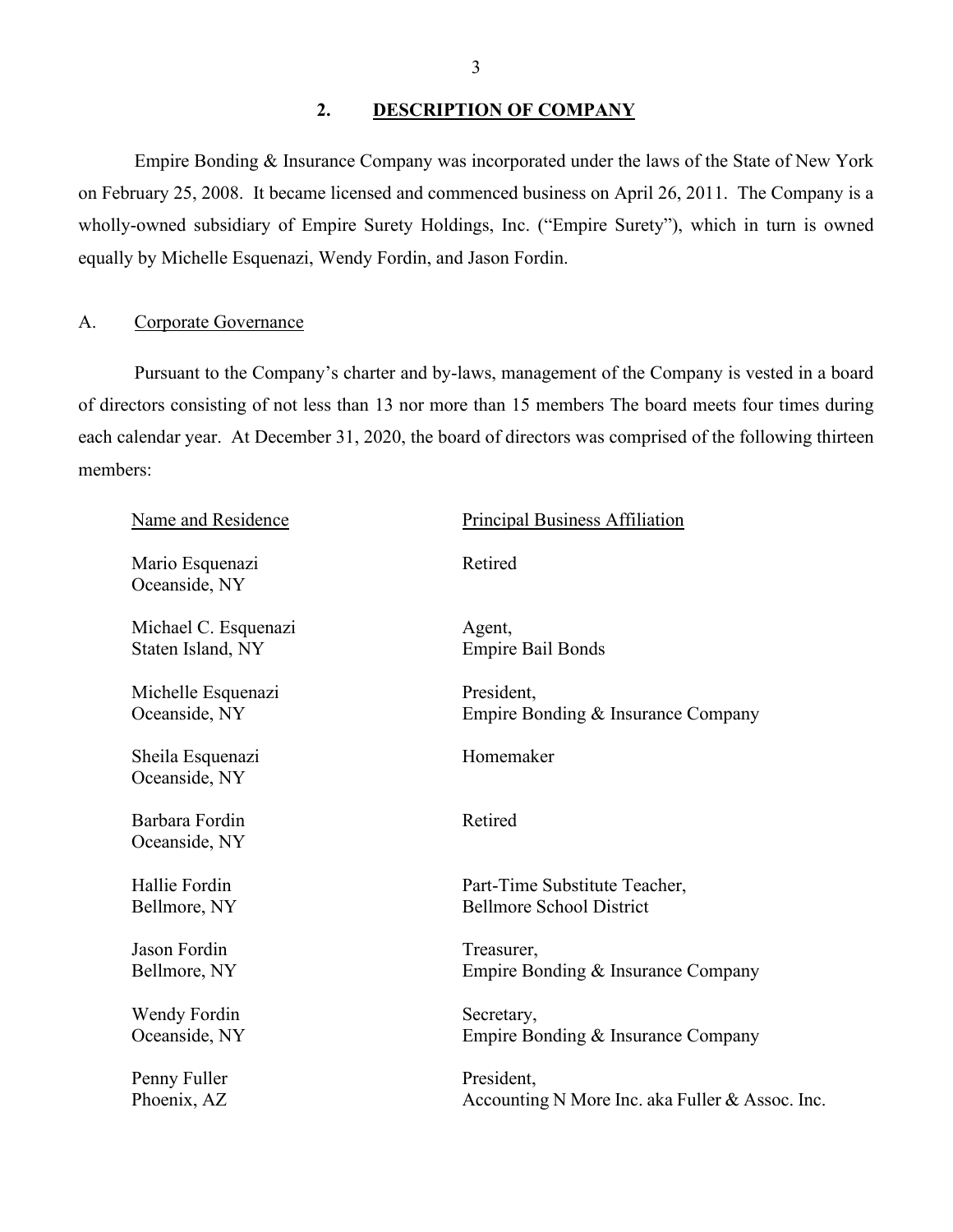## 2. DESCRIPTION OF COMPANY

Empire Bonding & Insurance Company was incorporated under the laws of the State of New York on February 25, 2008. It became licensed and commenced business on April 26, 2011. The Company is a wholly-owned subsidiary of Empire Surety Holdings, Inc. ("Empire Surety"), which in turn is owned equally by Michelle Esquenazi, Wendy Fordin, and Jason Fordin.

### A. Corporate Governance

Pursuant to the Company's charter and by-laws, management of the Company is vested in a board of directors consisting of not less than 13 nor more than 15 members The board meets four times during each calendar year. At December 31, 2020, the board of directors was comprised of the following thirteen members:

| Name and Residence | Principal Business Affiliation |
|---|---|
| Mario Esquenazi<br>Oceanside, NY | Retired |
| Michael C. Esquenazi<br>Staten Island, NY | Agent,<br>Empire Bail Bonds |
| Michelle Esquenazi<br>Oceanside, NY | President,<br>Empire Bonding & Insurance Company |
| Sheila Esquenazi<br>Oceanside, NY | Homemaker |
| Barbara Fordin<br>Oceanside, NY | Retired |
| Hallie Fordin<br>Bellmore, NY | Part-Time Substitute Teacher,<br>Bellmore School District |
| Jason Fordin<br>Bellmore, NY | Treasurer,<br>Empire Bonding & Insurance Company |
| Wendy Fordin<br>Oceanside, NY | Secretary,<br>Empire Bonding & Insurance Company |
| Penny Fuller<br>Phoenix, AZ | President,<br>Accounting N More Inc. aka Fuller & Assoc. Inc. |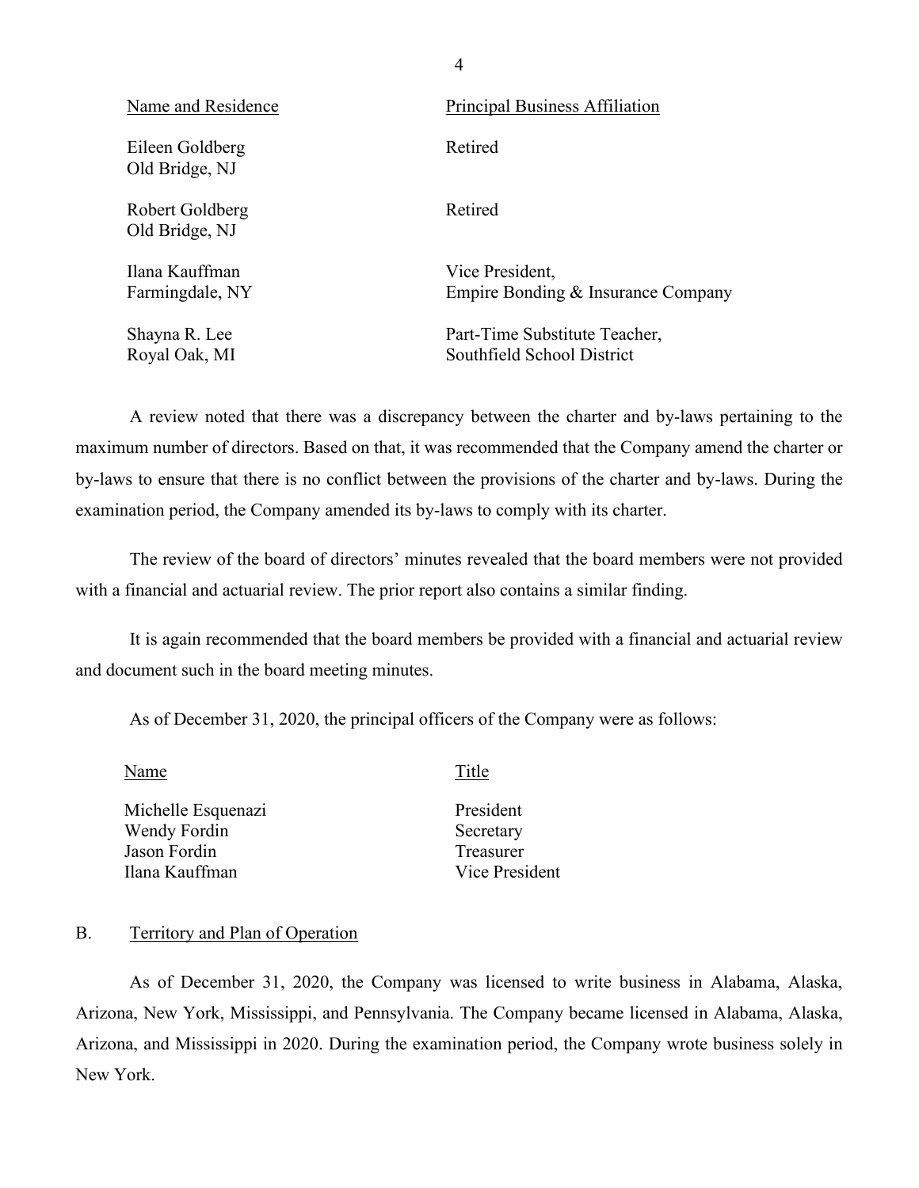| Name and Residence | Principal Business Affiliation |
|---|---|
| Eileen Goldberg<br>Old Bridge, NJ | Retired |
| Robert Goldberg<br>Old Bridge, NJ | Retired |
| Ilana Kauffman<br>Farmingdale, NY | Vice President,<br>Empire Bonding & Insurance Company |
| Shayna R. Lee<br>Royal Oak, MI | Part-Time Substitute Teacher,<br>Southfield School District |

A review noted that there was a discrepancy between the charter and by-laws pertaining to the maximum number of directors. Based on that, it was recommended that the Company amend the charter or by-laws to ensure that there is no conflict between the provisions of the charter and by-laws. During the examination period, the Company amended its by-laws to comply with its charter.

The review of the board of directors' minutes revealed that the board members were not provided with a financial and actuarial review. The prior report also contains a similar finding.

It is again recommended that the board members be provided with a financial and actuarial review and document such in the board meeting minutes.

As of December 31, 2020, the principal officers of the Company were as follows:

| Name | Title |
|---|---|
| Michelle Esquenazi | President |
| Wendy Fordin | Secretary |
| Jason Fordin | Treasurer |
| Ilana Kauffman | Vice President |

## B. Territory and Plan of Operation

As of December 31, 2020, the Company was licensed to write business in Alabama, Alaska, Arizona, New York, Mississippi, and Pennsylvania. The Company became licensed in Alabama, Alaska, Arizona, and Mississippi in 2020. During the examination period, the Company wrote business solely in New York.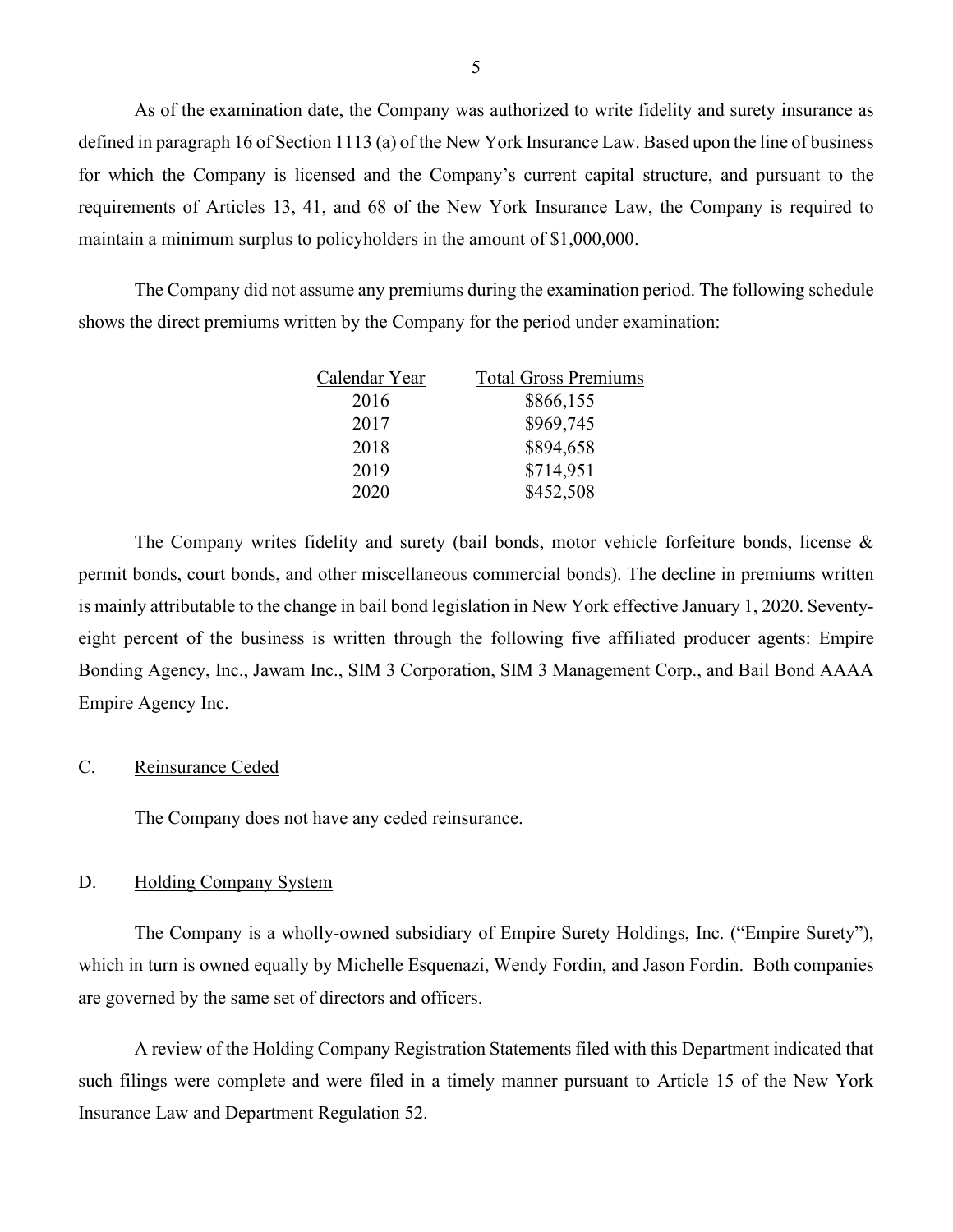As of the examination date, the Company was authorized to write fidelity and surety insurance as defined in paragraph 16 of Section 1113 (a) of the New York Insurance Law. Based upon the line of business for which the Company is licensed and the Company's current capital structure, and pursuant to the requirements of Articles 13, 41, and 68 of the New York Insurance Law, the Company is required to maintain a minimum surplus to policyholders in the amount of $1,000,000.

The Company did not assume any premiums during the examination period. The following schedule shows the direct premiums written by the Company for the period under examination:

| Calendar Year | Total Gross Premiums |
|---|---|
| 2016 | $866,155 |
| 2017 | $969,745 |
| 2018 | $894,658 |
| 2019 | $714,951 |
| 2020 | $452,508 |

The Company writes fidelity and surety (bail bonds, motor vehicle forfeiture bonds, license & permit bonds, court bonds, and other miscellaneous commercial bonds). The decline in premiums written is mainly attributable to the change in bail bond legislation in New York effective January 1, 2020. Seventy-eight percent of the business is written through the following five affiliated producer agents: Empire Bonding Agency, Inc., Jawam Inc., SIM 3 Corporation, SIM 3 Management Corp., and Bail Bond AAAA Empire Agency Inc.

## C. Reinsurance Ceded

The Company does not have any ceded reinsurance.

## D. Holding Company System

The Company is a wholly-owned subsidiary of Empire Surety Holdings, Inc. ("Empire Surety"), which in turn is owned equally by Michelle Esquenazi, Wendy Fordin, and Jason Fordin. Both companies are governed by the same set of directors and officers.

A review of the Holding Company Registration Statements filed with this Department indicated that such filings were complete and were filed in a timely manner pursuant to Article 15 of the New York Insurance Law and Department Regulation 52.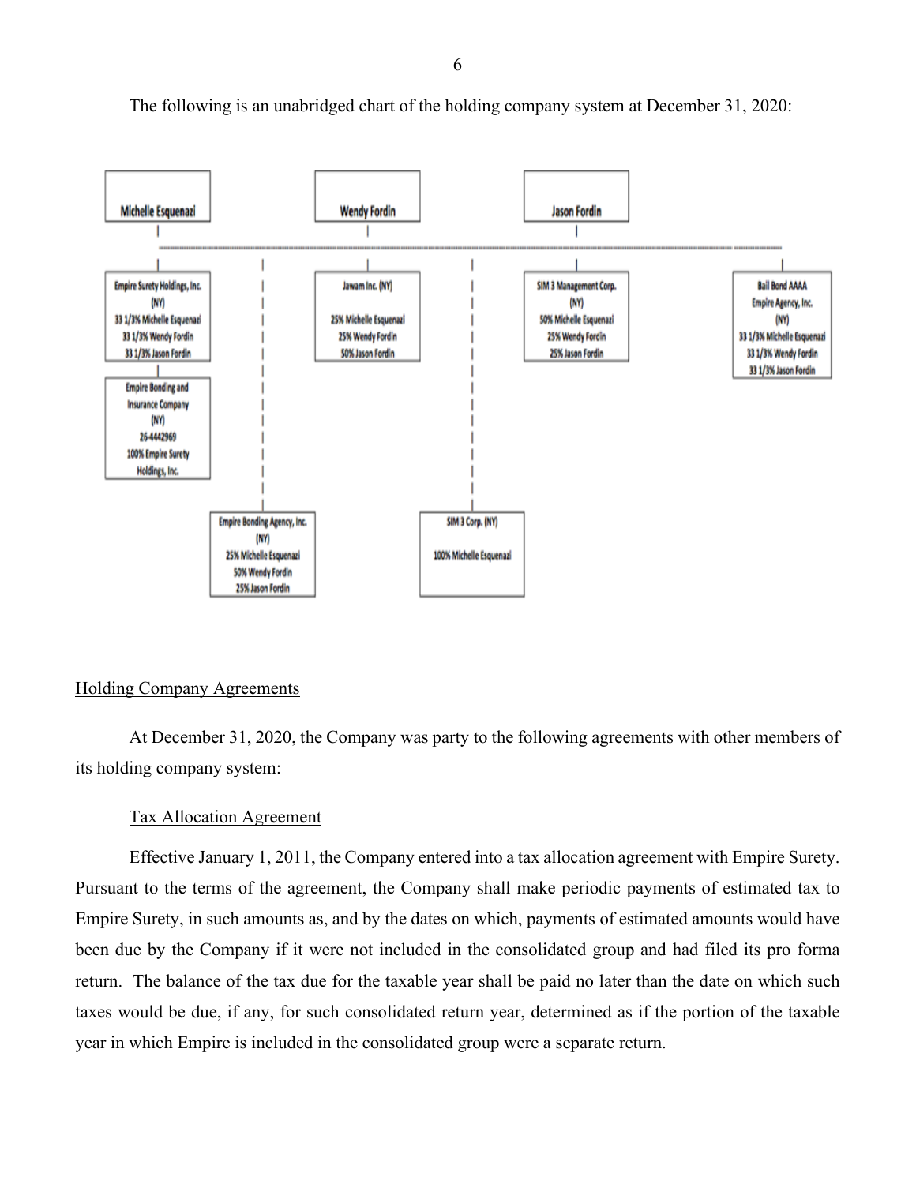The following is an unabridged chart of the holding company system at December 31, 2020:

Michelle Esquenazi | Wendy Fordin | Jason Fordin

- Empire Surety Holdings, Inc. (NY)
  33 1/3% Michelle Esquenazi
  33 1/3% Wendy Fordin
  33 1/3% Jason Fordin
  - Empire Bonding and Insurance Company (NY) 26-4442969
    100% Empire Surety Holdings, Inc.
- Empire Bonding Agency, Inc. (NY)
  25% Michelle Esquenazi
  50% Wendy Fordin
  25% Jason Fordin
- Jawam Inc. (NY)
  25% Michelle Esquenazi
  25% Wendy Fordin
  50% Jason Fordin
- SIM 3 Corp. (NY)
  100% Michelle Esquenazi
- SIM 3 Management Corp. (NY)
  50% Michelle Esquenazi
  25% Wendy Fordin
  25% Jason Fordin
- Bail Bond AAAA Empire Agency, Inc. (NY)
  33 1/3% Michelle Esquenazi
  33 1/3% Wendy Fordin
  33 1/3% Jason Fordin

## Holding Company Agreements

At December 31, 2020, the Company was party to the following agreements with other members of its holding company system:

### Tax Allocation Agreement

Effective January 1, 2011, the Company entered into a tax allocation agreement with Empire Surety. Pursuant to the terms of the agreement, the Company shall make periodic payments of estimated tax to Empire Surety, in such amounts as, and by the dates on which, payments of estimated amounts would have been due by the Company if it were not included in the consolidated group and had filed its pro forma return. The balance of the tax due for the taxable year shall be paid no later than the date on which such taxes would be due, if any, for such consolidated return year, determined as if the portion of the taxable year in which Empire is included in the consolidated group were a separate return.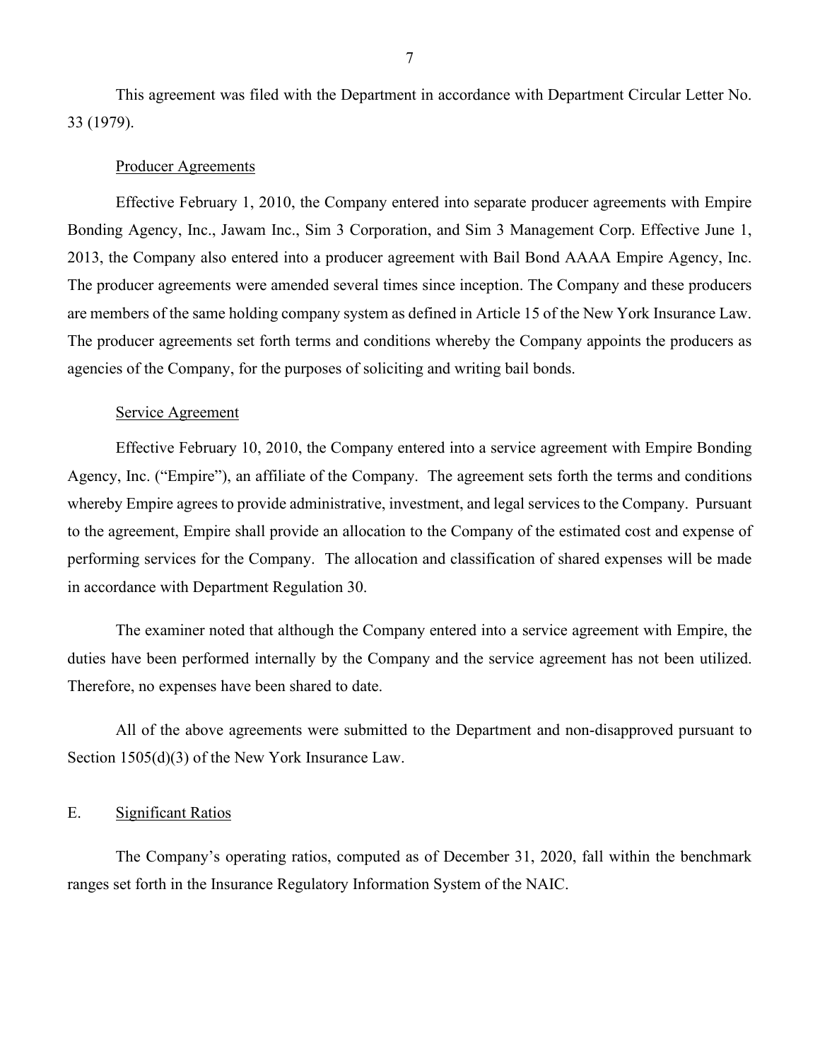This agreement was filed with the Department in accordance with Department Circular Letter No. 33 (1979).

### Producer Agreements

Effective February 1, 2010, the Company entered into separate producer agreements with Empire Bonding Agency, Inc., Jawam Inc., Sim 3 Corporation, and Sim 3 Management Corp. Effective June 1, 2013, the Company also entered into a producer agreement with Bail Bond AAAA Empire Agency, Inc. The producer agreements were amended several times since inception. The Company and these producers are members of the same holding company system as defined in Article 15 of the New York Insurance Law. The producer agreements set forth terms and conditions whereby the Company appoints the producers as agencies of the Company, for the purposes of soliciting and writing bail bonds.

### Service Agreement

Effective February 10, 2010, the Company entered into a service agreement with Empire Bonding Agency, Inc. ("Empire"), an affiliate of the Company. The agreement sets forth the terms and conditions whereby Empire agrees to provide administrative, investment, and legal services to the Company. Pursuant to the agreement, Empire shall provide an allocation to the Company of the estimated cost and expense of performing services for the Company. The allocation and classification of shared expenses will be made in accordance with Department Regulation 30.

The examiner noted that although the Company entered into a service agreement with Empire, the duties have been performed internally by the Company and the service agreement has not been utilized. Therefore, no expenses have been shared to date.

All of the above agreements were submitted to the Department and non-disapproved pursuant to Section 1505(d)(3) of the New York Insurance Law.

## E. Significant Ratios

The Company's operating ratios, computed as of December 31, 2020, fall within the benchmark ranges set forth in the Insurance Regulatory Information System of the NAIC.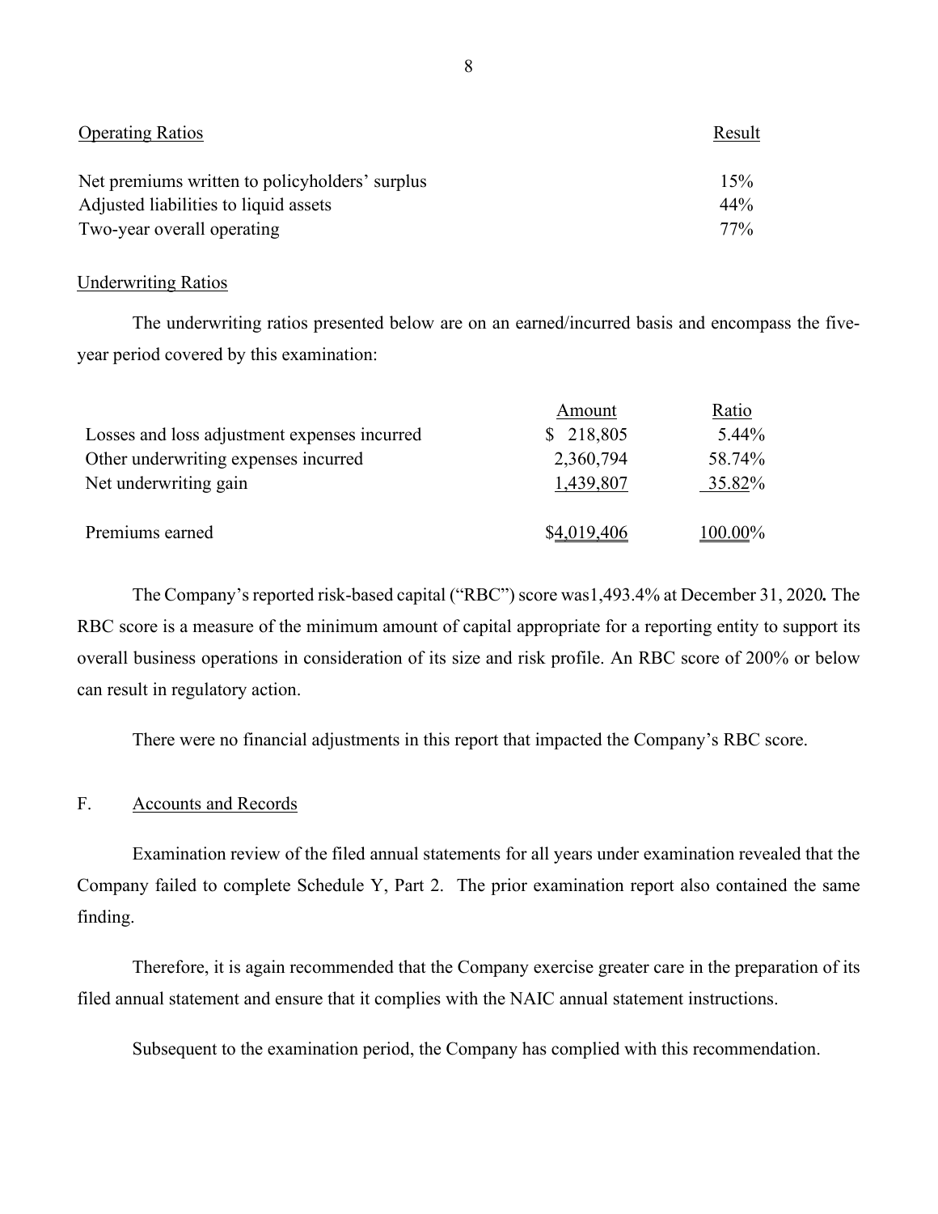| Operating Ratios | Result |
| --- | --- |
| Net premiums written to policyholders' surplus | 15% |
| Adjusted liabilities to liquid assets | 44% |
| Two-year overall operating | 77% |

Underwriting Ratios

The underwriting ratios presented below are on an earned/incurred basis and encompass the five-year period covered by this examination:

| | Amount | Ratio |
| --- | --- | --- |
| Losses and loss adjustment expenses incurred | $ 218,805 | 5.44% |
| Other underwriting expenses incurred | 2,360,794 | 58.74% |
| Net underwriting gain | 1,439,807 | 35.82% |
| Premiums earned | $4,019,406 | 100.00% |

The Company's reported risk-based capital ("RBC") score was1,493.4% at December 31, 2020**.** The RBC score is a measure of the minimum amount of capital appropriate for a reporting entity to support its overall business operations in consideration of its size and risk profile. An RBC score of 200% or below can result in regulatory action.

There were no financial adjustments in this report that impacted the Company's RBC score.

## F. Accounts and Records

Examination review of the filed annual statements for all years under examination revealed that the Company failed to complete Schedule Y, Part 2. The prior examination report also contained the same finding.

Therefore, it is again recommended that the Company exercise greater care in the preparation of its filed annual statement and ensure that it complies with the NAIC annual statement instructions.

Subsequent to the examination period, the Company has complied with this recommendation.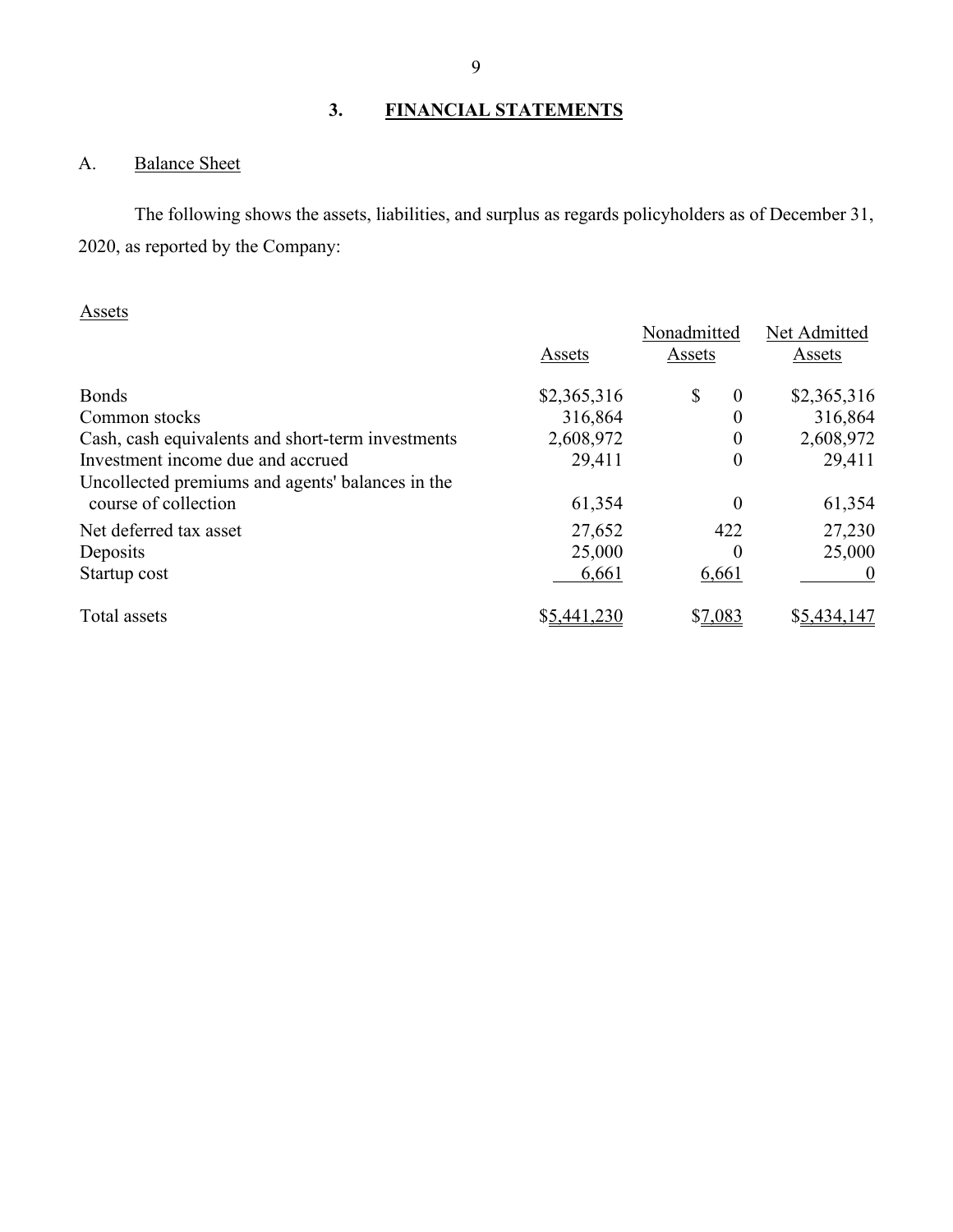## 3. FINANCIAL STATEMENTS

### A. Balance Sheet

The following shows the assets, liabilities, and surplus as regards policyholders as of December 31, 2020, as reported by the Company:

Assets

| | Assets | Nonadmitted Assets | Net Admitted Assets |
|---|---|---|---|
| Bonds | $2,365,316 | $ 0 | $2,365,316 |
| Common stocks | 316,864 | 0 | 316,864 |
| Cash, cash equivalents and short-term investments | 2,608,972 | 0 | 2,608,972 |
| Investment income due and accrued | 29,411 | 0 | 29,411 |
| Uncollected premiums and agents' balances in the course of collection | 61,354 | 0 | 61,354 |
| Net deferred tax asset | 27,652 | 422 | 27,230 |
| Deposits | 25,000 | 0 | 25,000 |
| Startup cost | 6,661 | 6,661 | 0 |
| Total assets | $5,441,230 | $7,083 | $5,434,147 |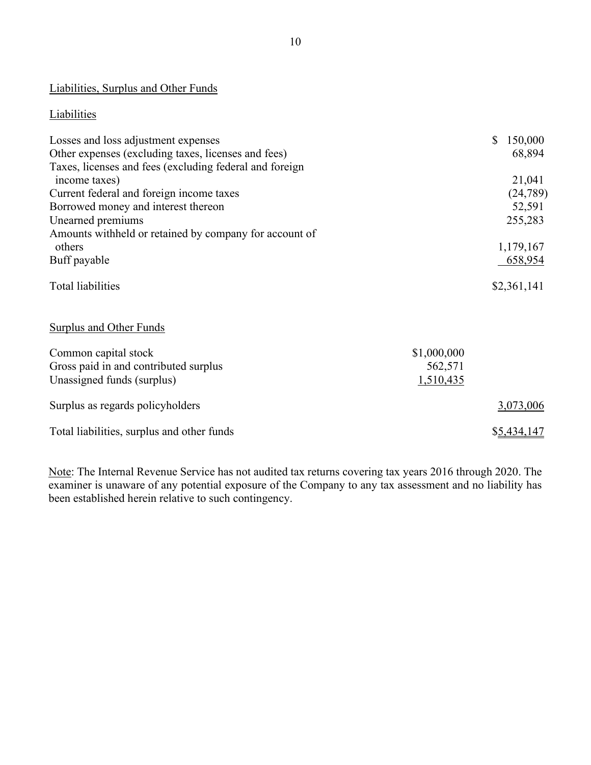## Liabilities, Surplus and Other Funds

### Liabilities

| | | |
|---|---|---|
| Losses and loss adjustment expenses | | $ 150,000 |
| Other expenses (excluding taxes, licenses and fees) | | 68,894 |
| Taxes, licenses and fees (excluding federal and foreign income taxes) | | 21,041 |
| Current federal and foreign income taxes | | (24,789) |
| Borrowed money and interest thereon | | 52,591 |
| Unearned premiums | | 255,283 |
| Amounts withheld or retained by company for account of others | | 1,179,167 |
| Buff payable | | 658,954 |
| Total liabilities | | $2,361,141 |

### Surplus and Other Funds

| | | |
|---|---|---|
| Common capital stock | $1,000,000 | |
| Gross paid in and contributed surplus | 562,571 | |
| Unassigned funds (surplus) | 1,510,435 | |
| Surplus as regards policyholders | | 3,073,006 |
| Total liabilities, surplus and other funds | | $5,434,147 |

Note: The Internal Revenue Service has not audited tax returns covering tax years 2016 through 2020. The examiner is unaware of any potential exposure of the Company to any tax assessment and no liability has been established herein relative to such contingency.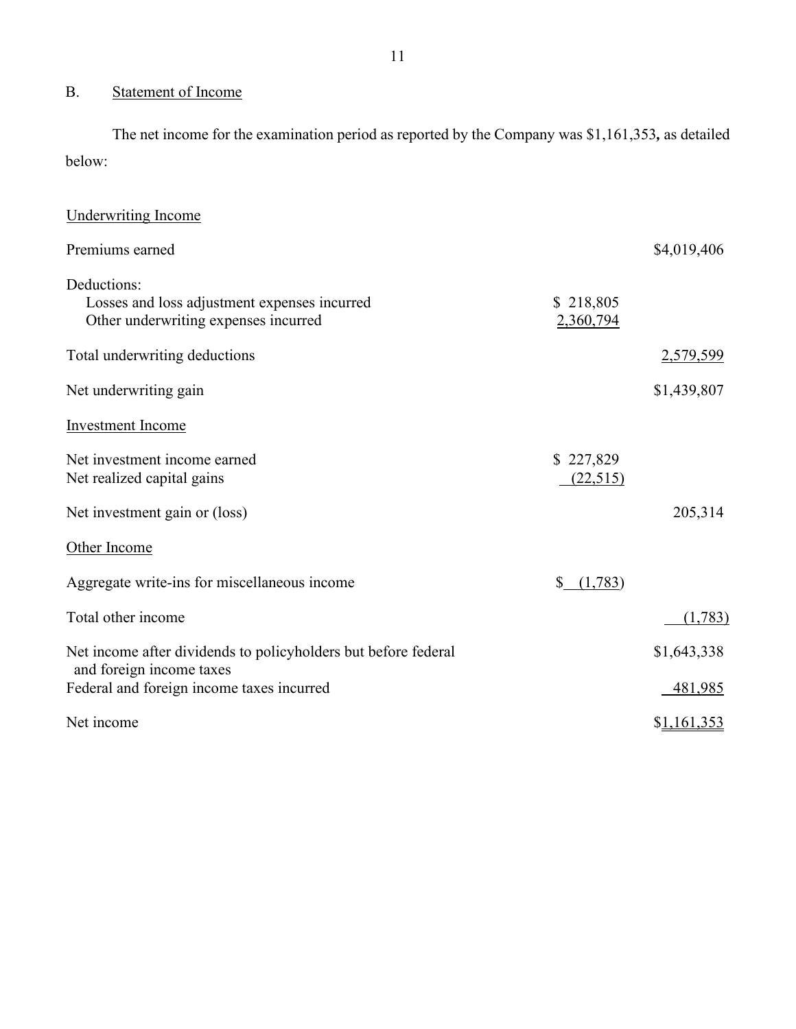## B. Statement of Income

The net income for the examination period as reported by the Company was $1,161,353**,** as detailed below:

| | | |
|---|---|---|
| Underwriting Income | | |
| Premiums earned | | $4,019,406 |
| Deductions: | | |
| Losses and loss adjustment expenses incurred | $ 218,805 | |
| Other underwriting expenses incurred | 2,360,794 | |
| Total underwriting deductions | | 2,579,599 |
| Net underwriting gain | | $1,439,807 |
| Investment Income | | |
| Net investment income earned | $ 227,829 | |
| Net realized capital gains | (22,515) | |
| Net investment gain or (loss) | | 205,314 |
| Other Income | | |
| Aggregate write-ins for miscellaneous income | $ (1,783) | |
| Total other income | | (1,783) |
| Net income after dividends to policyholders but before federal and foreign income taxes | | $1,643,338 |
| Federal and foreign income taxes incurred | | 481,985 |
| Net income | | $1,161,353 |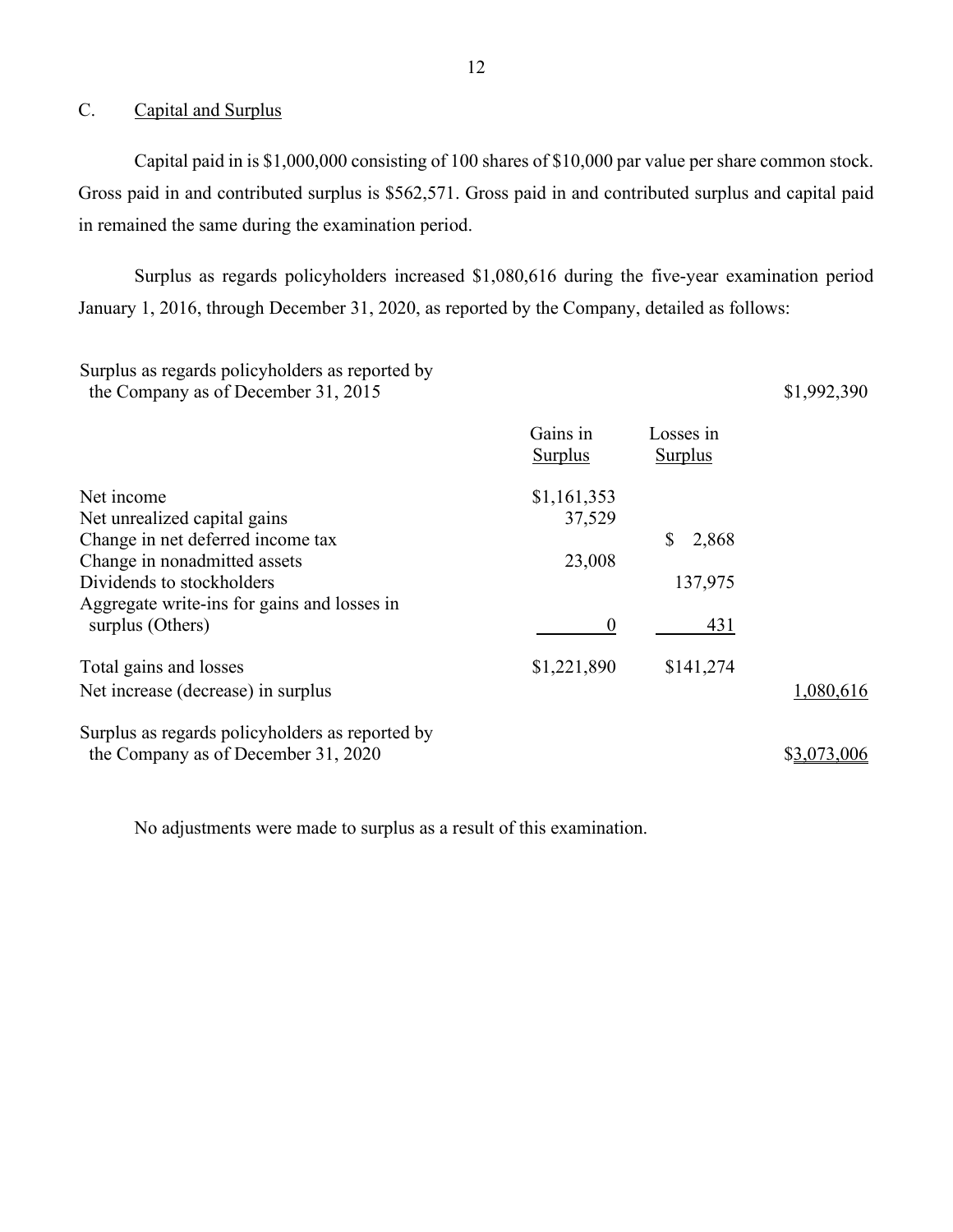## C. Capital and Surplus

Capital paid in is $1,000,000 consisting of 100 shares of $10,000 par value per share common stock. Gross paid in and contributed surplus is $562,571. Gross paid in and contributed surplus and capital paid in remained the same during the examination period.

Surplus as regards policyholders increased $1,080,616 during the five-year examination period January 1, 2016, through December 31, 2020, as reported by the Company, detailed as follows:

| | Gains in Surplus | Losses in Surplus | |
|---|---|---|---|
| Surplus as regards policyholders as reported by the Company as of December 31, 2015 | | | $1,992,390 |
| Net income | $1,161,353 | | |
| Net unrealized capital gains | 37,529 | | |
| Change in net deferred income tax | | $ 2,868 | |
| Change in nonadmitted assets | 23,008 | | |
| Dividends to stockholders | | 137,975 | |
| Aggregate write-ins for gains and losses in surplus (Others) | 0 | 431 | |
| Total gains and losses | $1,221,890 | $141,274 | |
| Net increase (decrease) in surplus | | | 1,080,616 |
| Surplus as regards policyholders as reported by the Company as of December 31, 2020 | | | $3,073,006 |

No adjustments were made to surplus as a result of this examination.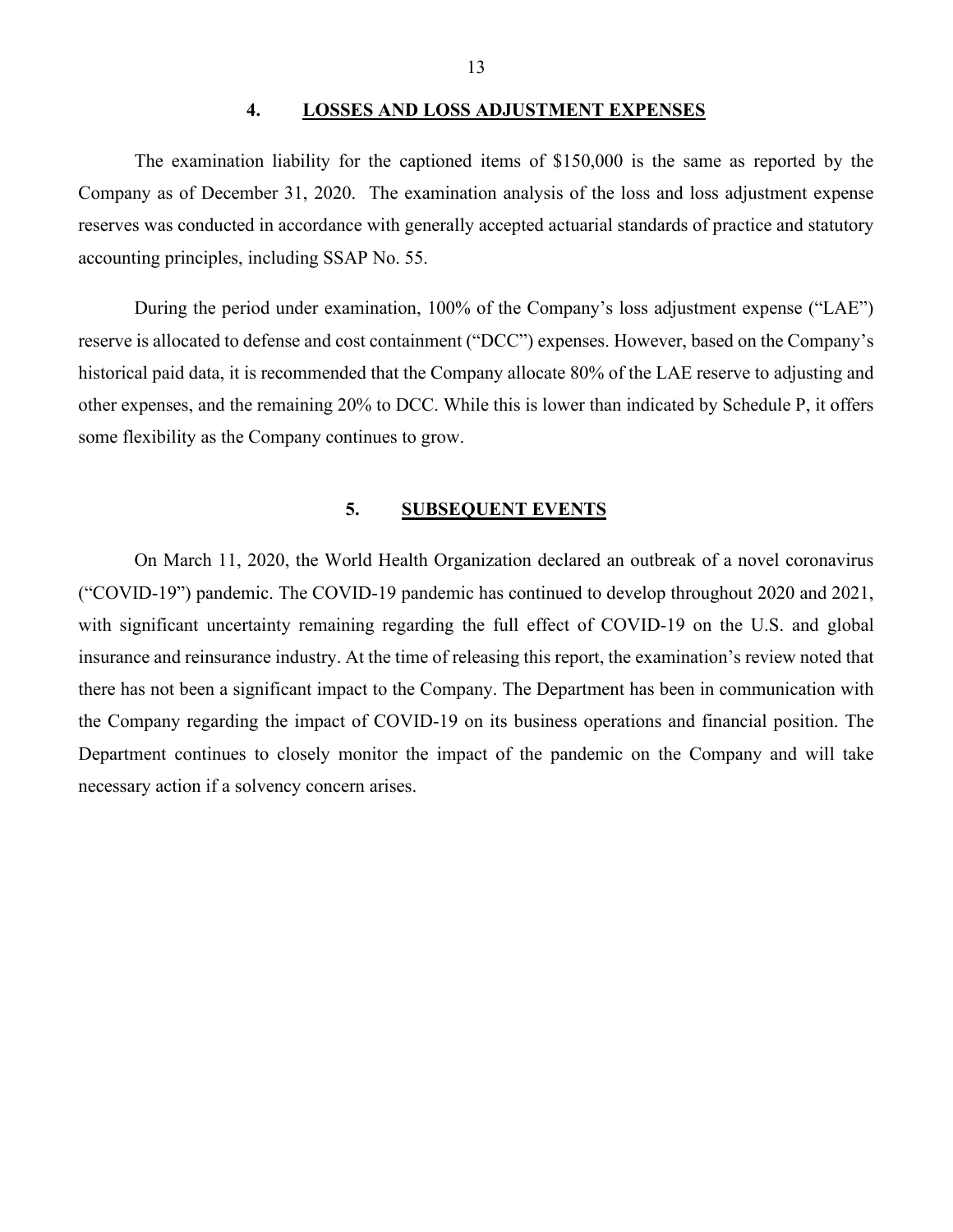## 4. LOSSES AND LOSS ADJUSTMENT EXPENSES

The examination liability for the captioned items of $150,000 is the same as reported by the Company as of December 31, 2020. The examination analysis of the loss and loss adjustment expense reserves was conducted in accordance with generally accepted actuarial standards of practice and statutory accounting principles, including SSAP No. 55.

During the period under examination, 100% of the Company's loss adjustment expense ("LAE") reserve is allocated to defense and cost containment ("DCC") expenses. However, based on the Company's historical paid data, it is recommended that the Company allocate 80% of the LAE reserve to adjusting and other expenses, and the remaining 20% to DCC. While this is lower than indicated by Schedule P, it offers some flexibility as the Company continues to grow.

## 5. SUBSEQUENT EVENTS

On March 11, 2020, the World Health Organization declared an outbreak of a novel coronavirus ("COVID-19") pandemic. The COVID-19 pandemic has continued to develop throughout 2020 and 2021, with significant uncertainty remaining regarding the full effect of COVID-19 on the U.S. and global insurance and reinsurance industry. At the time of releasing this report, the examination's review noted that there has not been a significant impact to the Company. The Department has been in communication with the Company regarding the impact of COVID-19 on its business operations and financial position. The Department continues to closely monitor the impact of the pandemic on the Company and will take necessary action if a solvency concern arises.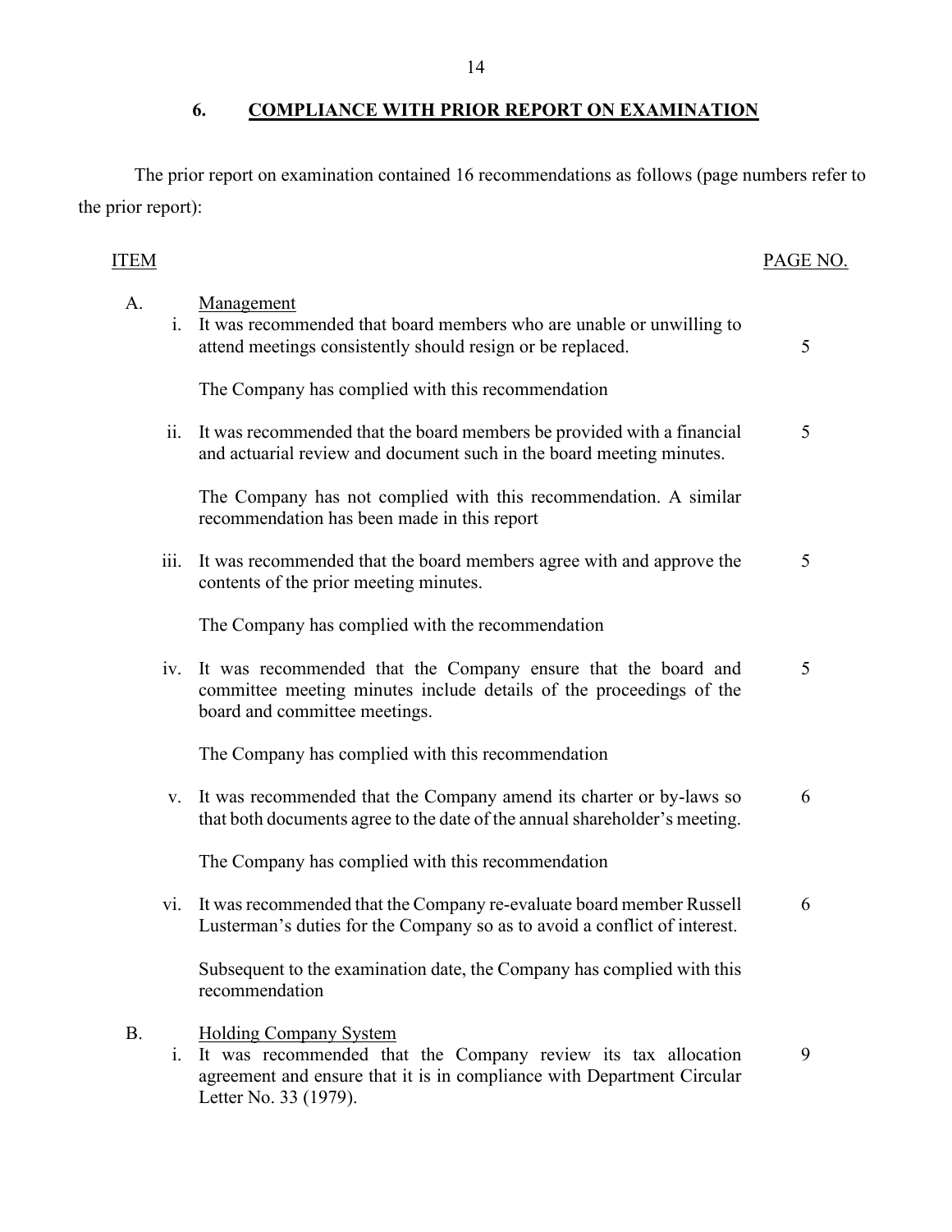## 6. COMPLIANCE WITH PRIOR REPORT ON EXAMINATION

The prior report on examination contained 16 recommendations as follows (page numbers refer to the prior report):

| ITEM | | PAGE NO. |
|---|---|---|
| A. | Management | |
| i. | It was recommended that board members who are unable or unwilling to attend meetings consistently should resign or be replaced. | 5 |
| | The Company has complied with this recommendation | |
| ii. | It was recommended that the board members be provided with a financial and actuarial review and document such in the board meeting minutes. | 5 |
| | The Company has not complied with this recommendation. A similar recommendation has been made in this report | |
| iii. | It was recommended that the board members agree with and approve the contents of the prior meeting minutes. | 5 |
| | The Company has complied with the recommendation | |
| iv. | It was recommended that the Company ensure that the board and committee meeting minutes include details of the proceedings of the board and committee meetings. | 5 |
| | The Company has complied with this recommendation | |
| v. | It was recommended that the Company amend its charter or by-laws so that both documents agree to the date of the annual shareholder's meeting. | 6 |
| | The Company has complied with this recommendation | |
| vi. | It was recommended that the Company re-evaluate board member Russell Lusterman's duties for the Company so as to avoid a conflict of interest. | 6 |
| | Subsequent to the examination date, the Company has complied with this recommendation | |
| B. | Holding Company System | |
| i. | It was recommended that the Company review its tax allocation agreement and ensure that it is in compliance with Department Circular Letter No. 33 (1979). | 9 |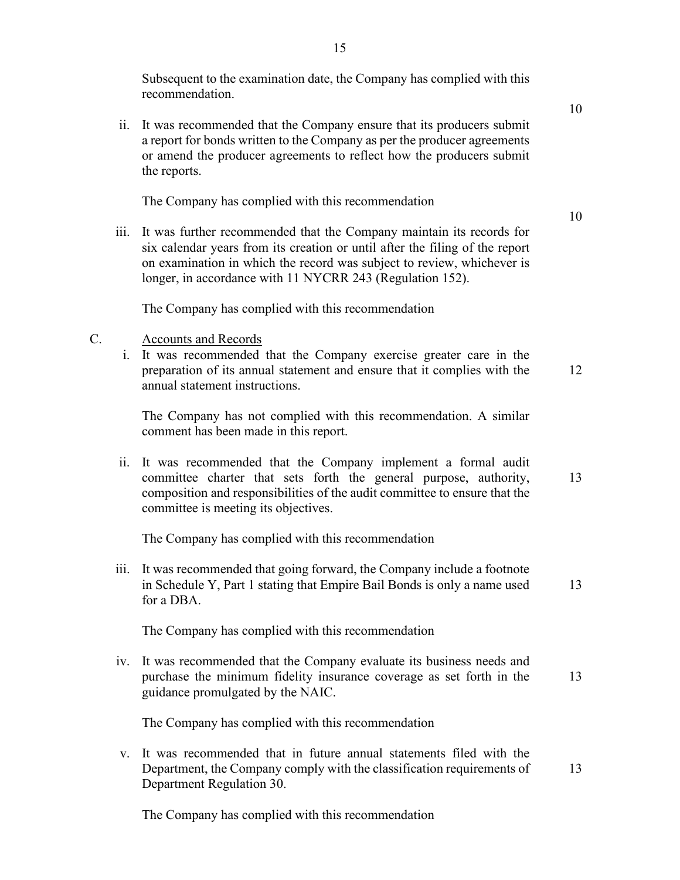Subsequent to the examination date, the Company has complied with this recommendation.

ii. It was recommended that the Company ensure that its producers submit a report for bonds written to the Company as per the producer agreements or amend the producer agreements to reflect how the producers submit the reports. — 10

The Company has complied with this recommendation

iii. It was further recommended that the Company maintain its records for six calendar years from its creation or until after the filing of the report on examination in which the record was subject to review, whichever is longer, in accordance with 11 NYCRR 243 (Regulation 152). — 10

The Company has complied with this recommendation

C. Accounts and Records

i. It was recommended that the Company exercise greater care in the preparation of its annual statement and ensure that it complies with the annual statement instructions. — 12

The Company has not complied with this recommendation. A similar comment has been made in this report.

ii. It was recommended that the Company implement a formal audit committee charter that sets forth the general purpose, authority, composition and responsibilities of the audit committee to ensure that the committee is meeting its objectives. — 13

The Company has complied with this recommendation

iii. It was recommended that going forward, the Company include a footnote in Schedule Y, Part 1 stating that Empire Bail Bonds is only a name used for a DBA. — 13

The Company has complied with this recommendation

iv. It was recommended that the Company evaluate its business needs and purchase the minimum fidelity insurance coverage as set forth in the guidance promulgated by the NAIC. — 13

The Company has complied with this recommendation

v. It was recommended that in future annual statements filed with the Department, the Company comply with the classification requirements of Department Regulation 30. — 13

The Company has complied with this recommendation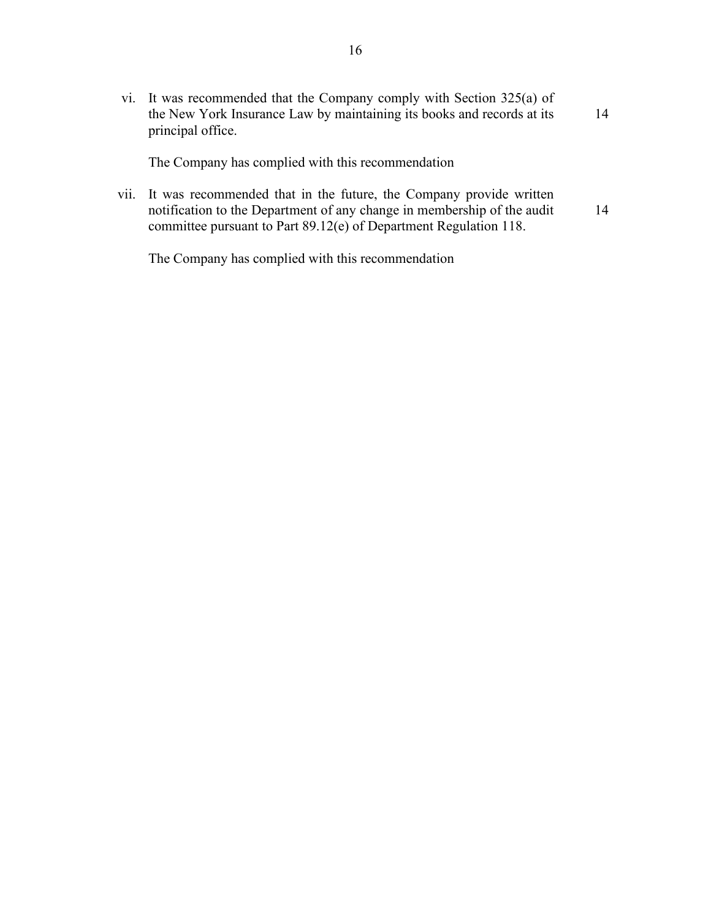vi. It was recommended that the Company comply with Section 325(a) of the New York Insurance Law by maintaining its books and records at its principal office. 14

The Company has complied with this recommendation

vii. It was recommended that in the future, the Company provide written notification to the Department of any change in membership of the audit committee pursuant to Part 89.12(e) of Department Regulation 118. 14

The Company has complied with this recommendation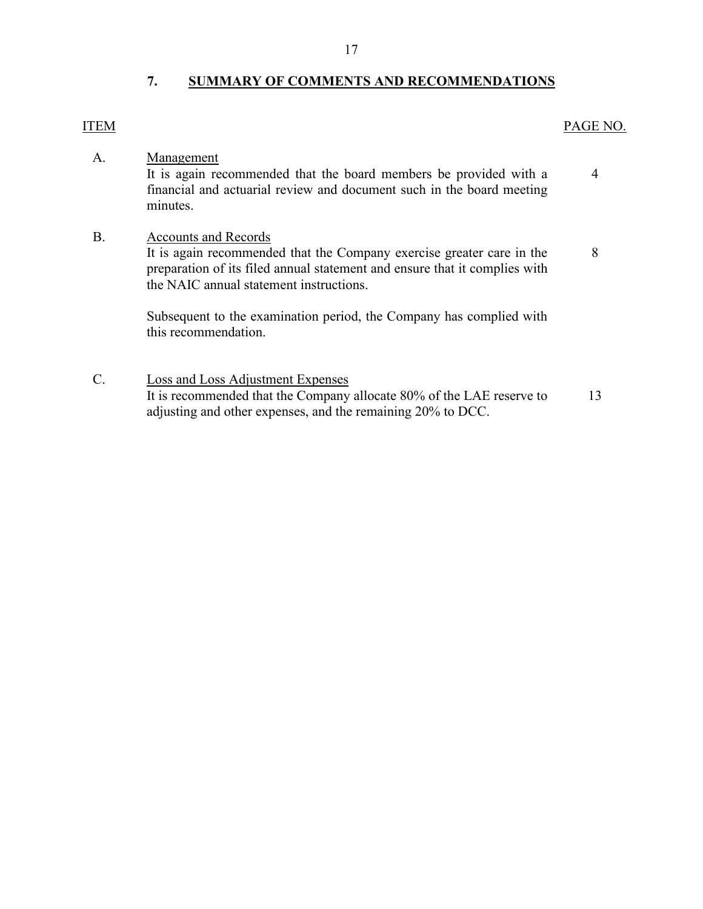## 7. SUMMARY OF COMMENTS AND RECOMMENDATIONS

| ITEM | | PAGE NO. |
|---|---|---|
| A. | Management<br>It is again recommended that the board members be provided with a financial and actuarial review and document such in the board meeting minutes. | 4 |
| B. | Accounts and Records<br>It is again recommended that the Company exercise greater care in the preparation of its filed annual statement and ensure that it complies with the NAIC annual statement instructions.<br><br>Subsequent to the examination period, the Company has complied with this recommendation. | 8 |
| C. | Loss and Loss Adjustment Expenses<br>It is recommended that the Company allocate 80% of the LAE reserve to adjusting and other expenses, and the remaining 20% to DCC. | 13 |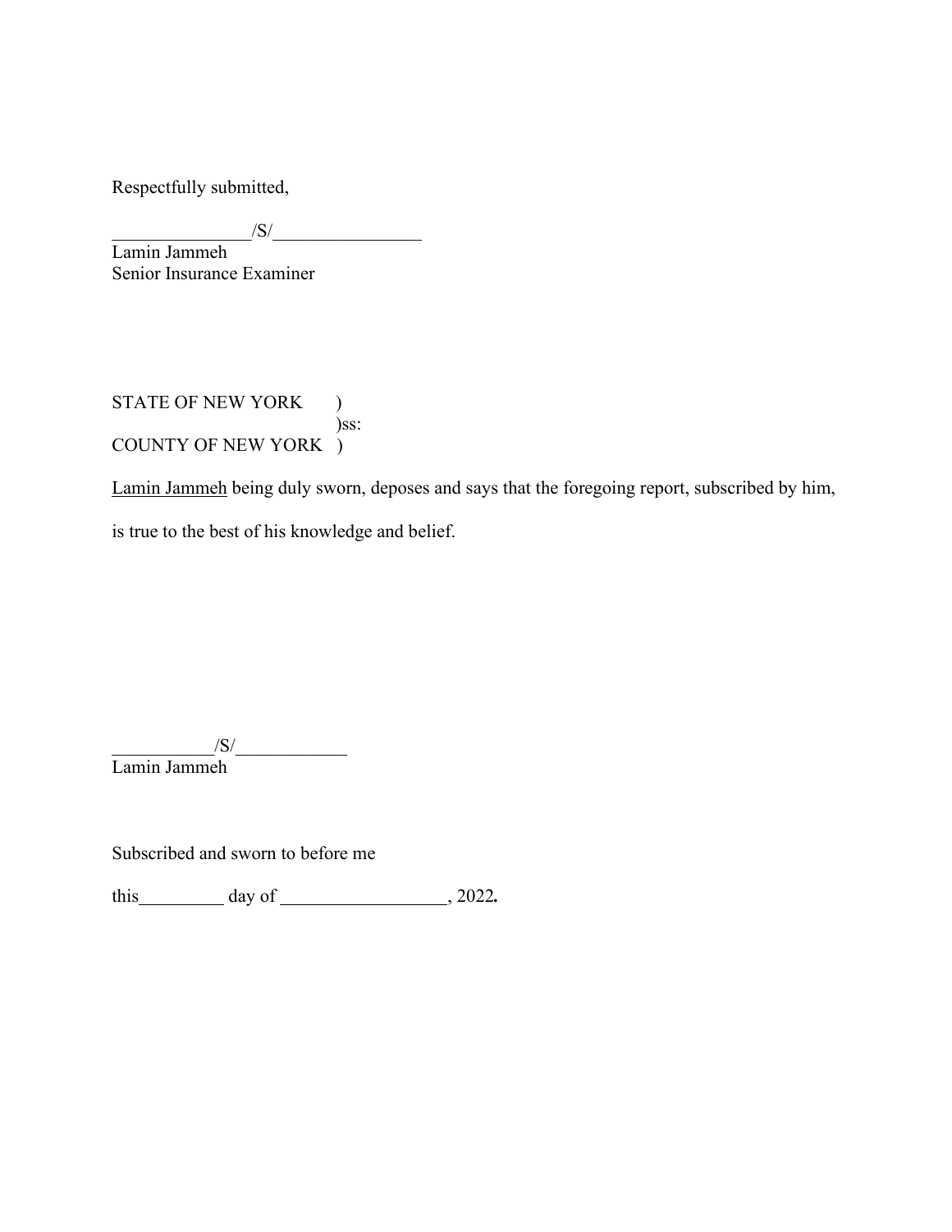Respectfully submitted,

_______________/S/________________
Lamin Jammeh
Senior Insurance Examiner

STATE OF NEW YORK )
)ss:
COUNTY OF NEW YORK )

Lamin Jammeh being duly sworn, deposes and says that the foregoing report, subscribed by him, is true to the best of his knowledge and belief.

___________/S/____________
Lamin Jammeh

Subscribed and sworn to before me

this_________ day of __________________, 2022**.**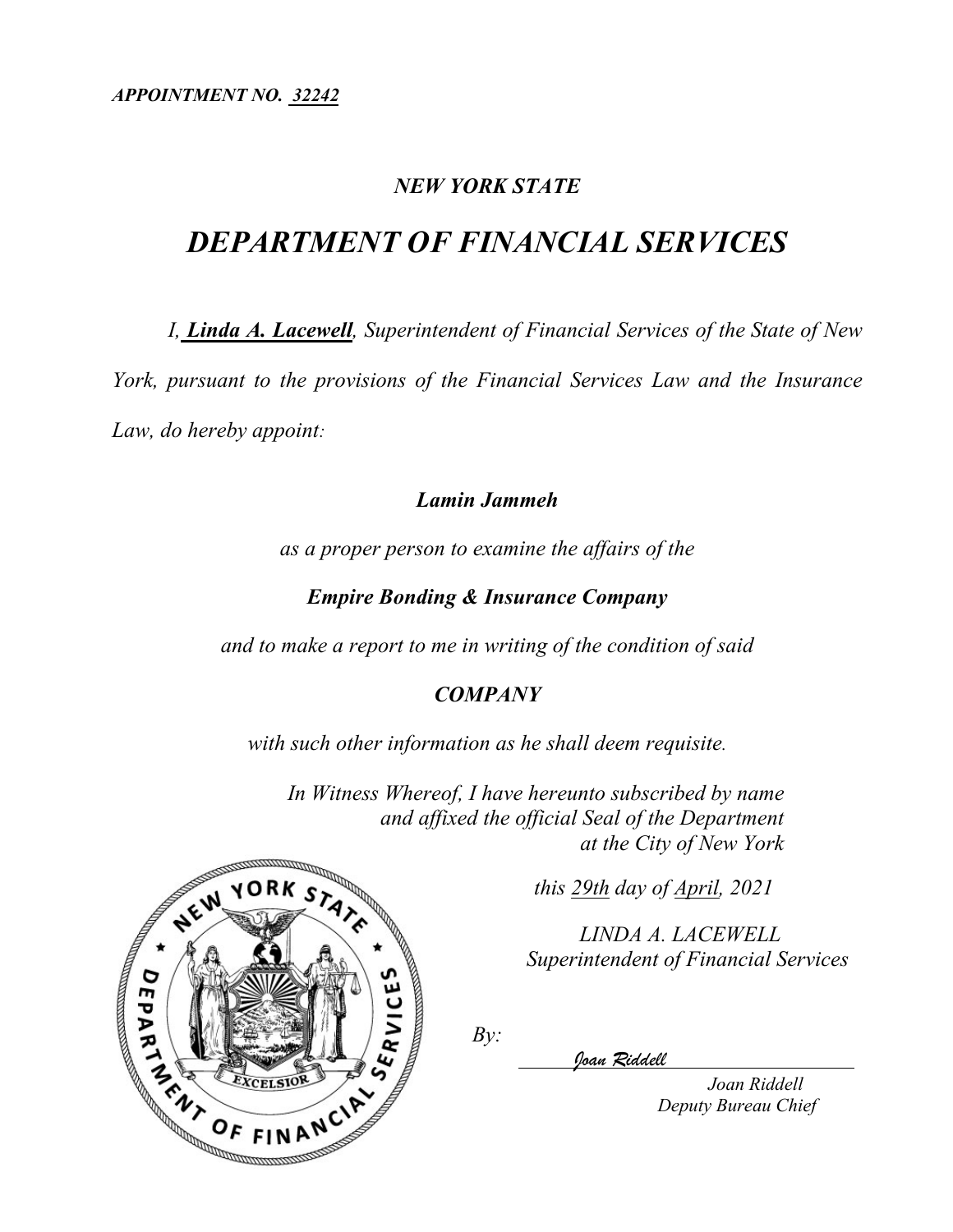***APPOINTMENT NO. 32242***

*NEW YORK STATE*

# *DEPARTMENT OF FINANCIAL SERVICES*

*I,* ***Linda A. Lacewell****, Superintendent of Financial Services of the State of New York, pursuant to the provisions of the Financial Services Law and the Insurance Law, do hereby appoint:*

***Lamin Jammeh***

*as a proper person to examine the affairs of the*

***Empire Bonding & Insurance Company***

*and to make a report to me in writing of the condition of said*

***COMPANY***

*with such other information as he shall deem requisite.*

*In Witness Whereof, I have hereunto subscribed by name and affixed the official Seal of the Department at the City of New York*

*this 29th day of April, 2021*

*LINDA A. LACEWELL*
*Superintendent of Financial Services*

*By:*

*Joan Riddell*

*Joan Riddell*
*Deputy Bureau Chief*